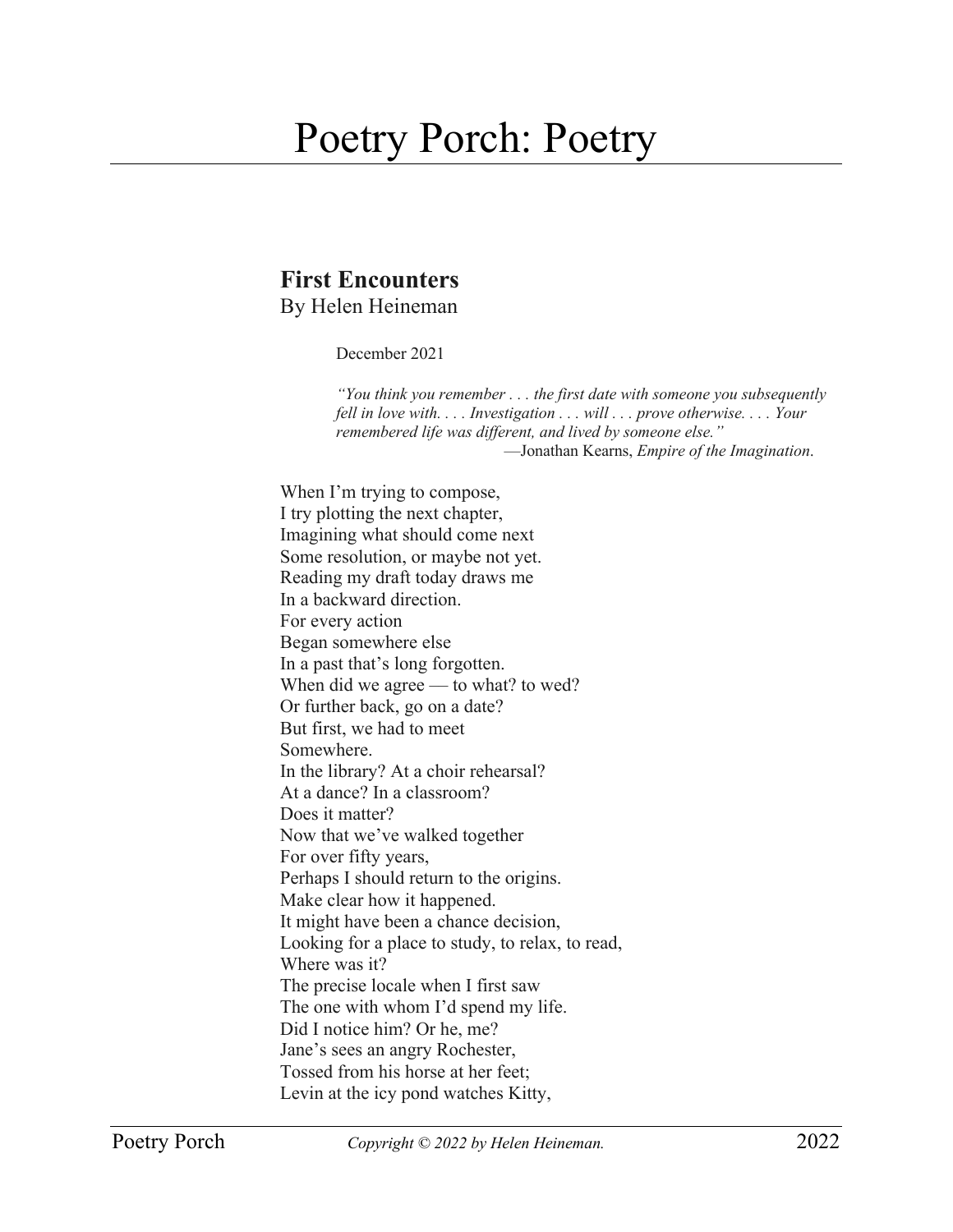# Poetry Porch: Poetry

## First Encounters

By Helen Heineman

December 2021

*"You think you remember . . . the first date with someone you subsequently fell in love with. . . . Investigation . . . will . . . prove otherwise. . . . Your remembered life was different, and lived by someone else."*
—Jonathan Kearns, *Empire of the Imagination*.

When I'm trying to compose,
I try plotting the next chapter,
Imagining what should come next
Some resolution, or maybe not yet.
Reading my draft today draws me
In a backward direction.
For every action
Began somewhere else
In a past that's long forgotten.
When did we agree — to what? to wed?
Or further back, go on a date?
But first, we had to meet
Somewhere.
In the library? At a choir rehearsal?
At a dance? In a classroom?
Does it matter?
Now that we've walked together
For over fifty years,
Perhaps I should return to the origins.
Make clear how it happened.
It might have been a chance decision,
Looking for a place to study, to relax, to read,
Where was it?
The precise locale when I first saw
The one with whom I'd spend my life.
Did I notice him? Or he, me?
Jane's sees an angry Rochester,
Tossed from his horse at her feet;
Levin at the icy pond watches Kitty,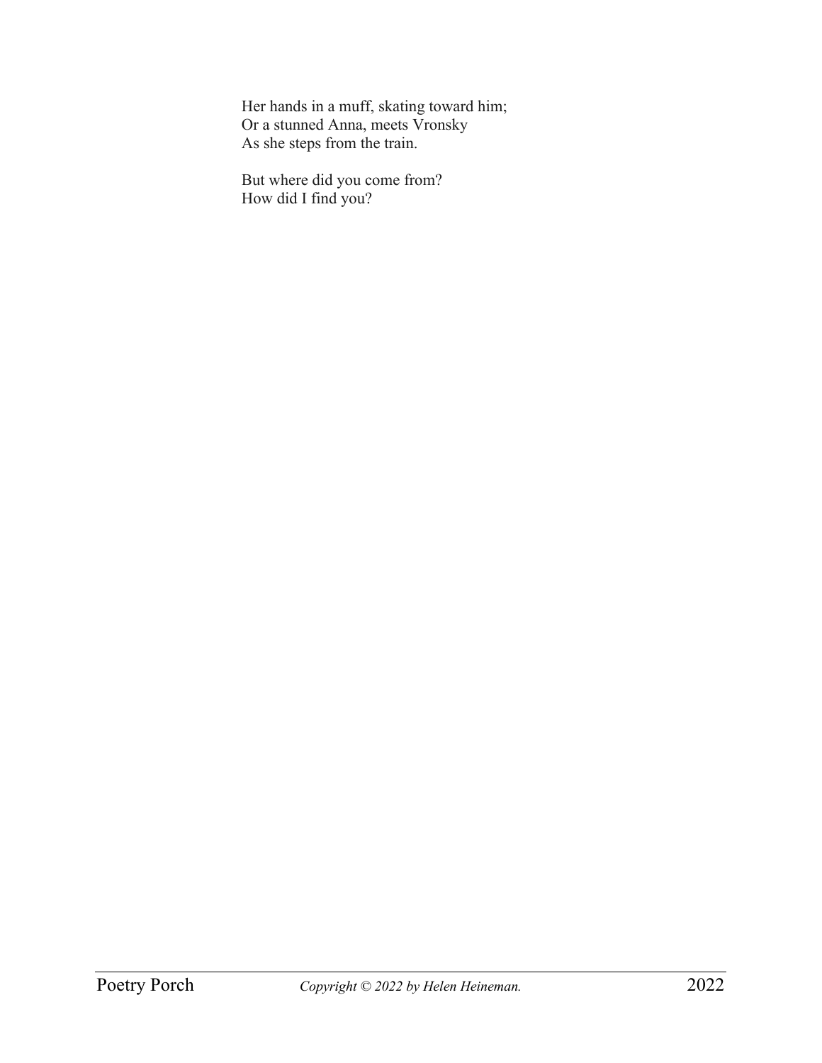Her hands in a muff, skating toward him;  
Or a stunned Anna, meets Vronsky  
As she steps from the train.

But where did you come from?  
How did I find you?

*Copyright © 2022 by Helen Heineman.*